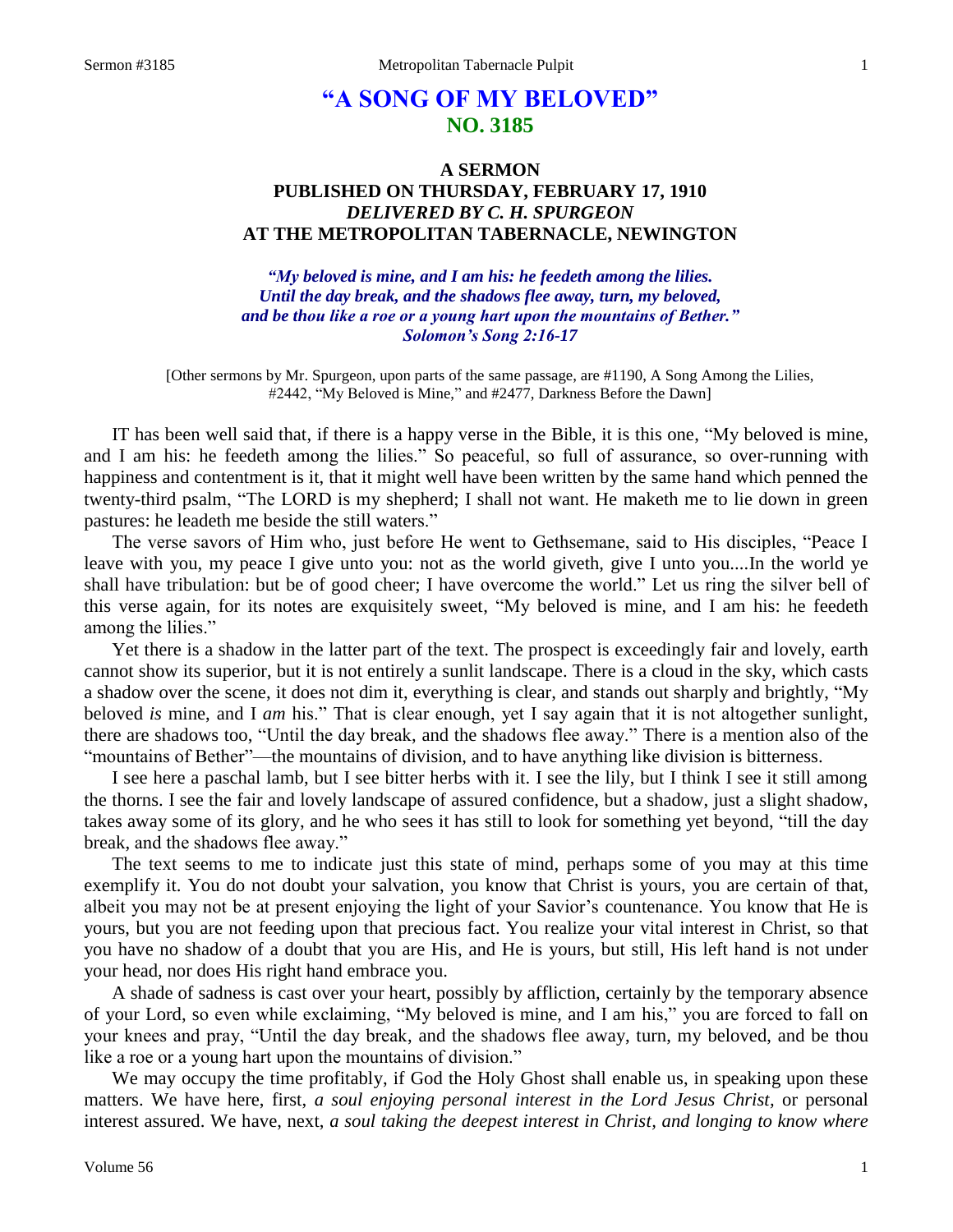# "A SONG OF MY BELOVED"
## NO. 3185

### A SERMON
### PUBLISHED ON THURSDAY, FEBRUARY 17, 1910
### *DELIVERED BY C. H. SPURGEON*
### AT THE METROPOLITAN TABERNACLE, NEWINGTON

***"My beloved is mine, and I am his: he feedeth among the lilies. Until the day break, and the shadows flee away, turn, my beloved, and be thou like a roe or a young hart upon the mountains of Bether." Solomon's Song 2:16-17***

[Other sermons by Mr. Spurgeon, upon parts of the same passage, are #1190, A Song Among the Lilies, #2442, "My Beloved is Mine," and #2477, Darkness Before the Dawn]

IT has been well said that, if there is a happy verse in the Bible, it is this one, "My beloved is mine, and I am his: he feedeth among the lilies." So peaceful, so full of assurance, so over-running with happiness and contentment is it, that it might well have been written by the same hand which penned the twenty-third psalm, "The LORD is my shepherd; I shall not want. He maketh me to lie down in green pastures: he leadeth me beside the still waters."

The verse savors of Him who, just before He went to Gethsemane, said to His disciples, "Peace I leave with you, my peace I give unto you: not as the world giveth, give I unto you....In the world ye shall have tribulation: but be of good cheer; I have overcome the world." Let us ring the silver bell of this verse again, for its notes are exquisitely sweet, "My beloved is mine, and I am his: he feedeth among the lilies."

Yet there is a shadow in the latter part of the text. The prospect is exceedingly fair and lovely, earth cannot show its superior, but it is not entirely a sunlit landscape. There is a cloud in the sky, which casts a shadow over the scene, it does not dim it, everything is clear, and stands out sharply and brightly, "My beloved *is* mine, and I *am* his." That is clear enough, yet I say again that it is not altogether sunlight, there are shadows too, "Until the day break, and the shadows flee away." There is a mention also of the "mountains of Bether"—the mountains of division, and to have anything like division is bitterness.

I see here a paschal lamb, but I see bitter herbs with it. I see the lily, but I think I see it still among the thorns. I see the fair and lovely landscape of assured confidence, but a shadow, just a slight shadow, takes away some of its glory, and he who sees it has still to look for something yet beyond, "till the day break, and the shadows flee away."

The text seems to me to indicate just this state of mind, perhaps some of you may at this time exemplify it. You do not doubt your salvation, you know that Christ is yours, you are certain of that, albeit you may not be at present enjoying the light of your Savior's countenance. You know that He is yours, but you are not feeding upon that precious fact. You realize your vital interest in Christ, so that you have no shadow of a doubt that you are His, and He is yours, but still, His left hand is not under your head, nor does His right hand embrace you.

A shade of sadness is cast over your heart, possibly by affliction, certainly by the temporary absence of your Lord, so even while exclaiming, "My beloved is mine, and I am his," you are forced to fall on your knees and pray, "Until the day break, and the shadows flee away, turn, my beloved, and be thou like a roe or a young hart upon the mountains of division."

We may occupy the time profitably, if God the Holy Ghost shall enable us, in speaking upon these matters. We have here, first, *a soul enjoying personal interest in the Lord Jesus Christ*, or personal interest assured. We have, next, *a soul taking the deepest interest in Christ, and longing to know where*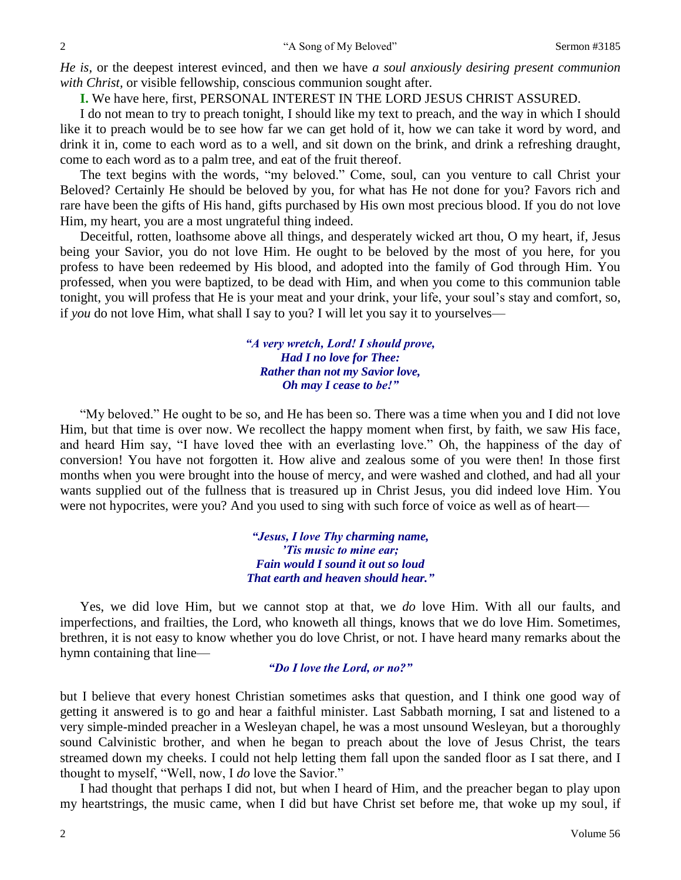*He is,* or the deepest interest evinced, and then we have *a soul anxiously desiring present communion with Christ,* or visible fellowship, conscious communion sought after.

**I.** We have here, first, PERSONAL INTEREST IN THE LORD JESUS CHRIST ASSURED.

I do not mean to try to preach tonight, I should like my text to preach, and the way in which I should like it to preach would be to see how far we can get hold of it, how we can take it word by word, and drink it in, come to each word as to a well, and sit down on the brink, and drink a refreshing draught, come to each word as to a palm tree, and eat of the fruit thereof.

The text begins with the words, "my beloved." Come, soul, can you venture to call Christ your Beloved? Certainly He should be beloved by you, for what has He not done for you? Favors rich and rare have been the gifts of His hand, gifts purchased by His own most precious blood. If you do not love Him, my heart, you are a most ungrateful thing indeed.

Deceitful, rotten, loathsome above all things, and desperately wicked art thou, O my heart, if, Jesus being your Savior, you do not love Him. He ought to be beloved by the most of you here, for you profess to have been redeemed by His blood, and adopted into the family of God through Him. You professed, when you were baptized, to be dead with Him, and when you come to this communion table tonight, you will profess that He is your meat and your drink, your life, your soul's stay and comfort, so, if *you* do not love Him, what shall I say to you? I will let you say it to yourselves—

> *"A very wretch, Lord! I should prove,*
> *Had I no love for Thee:*
> *Rather than not my Savior love,*
> *Oh may I cease to be!"*

"My beloved." He ought to be so, and He has been so. There was a time when you and I did not love Him, but that time is over now. We recollect the happy moment when first, by faith, we saw His face, and heard Him say, "I have loved thee with an everlasting love." Oh, the happiness of the day of conversion! You have not forgotten it. How alive and zealous some of you were then! In those first months when you were brought into the house of mercy, and were washed and clothed, and had all your wants supplied out of the fullness that is treasured up in Christ Jesus, you did indeed love Him. You were not hypocrites, were you? And you used to sing with such force of voice as well as of heart—

> *"Jesus, I love Thy charming name,*
> *'Tis music to mine ear;*
> *Fain would I sound it out so loud*
> *That earth and heaven should hear."*

Yes, we did love Him, but we cannot stop at that, we *do* love Him. With all our faults, and imperfections, and frailties, the Lord, who knoweth all things, knows that we do love Him. Sometimes, brethren, it is not easy to know whether you do love Christ, or not. I have heard many remarks about the hymn containing that line—

> *"Do I love the Lord, or no?"*

but I believe that every honest Christian sometimes asks that question, and I think one good way of getting it answered is to go and hear a faithful minister. Last Sabbath morning, I sat and listened to a very simple-minded preacher in a Wesleyan chapel, he was a most unsound Wesleyan, but a thoroughly sound Calvinistic brother, and when he began to preach about the love of Jesus Christ, the tears streamed down my cheeks. I could not help letting them fall upon the sanded floor as I sat there, and I thought to myself, "Well, now, I *do* love the Savior."

I had thought that perhaps I did not, but when I heard of Him, and the preacher began to play upon my heartstrings, the music came, when I did but have Christ set before me, that woke up my soul, if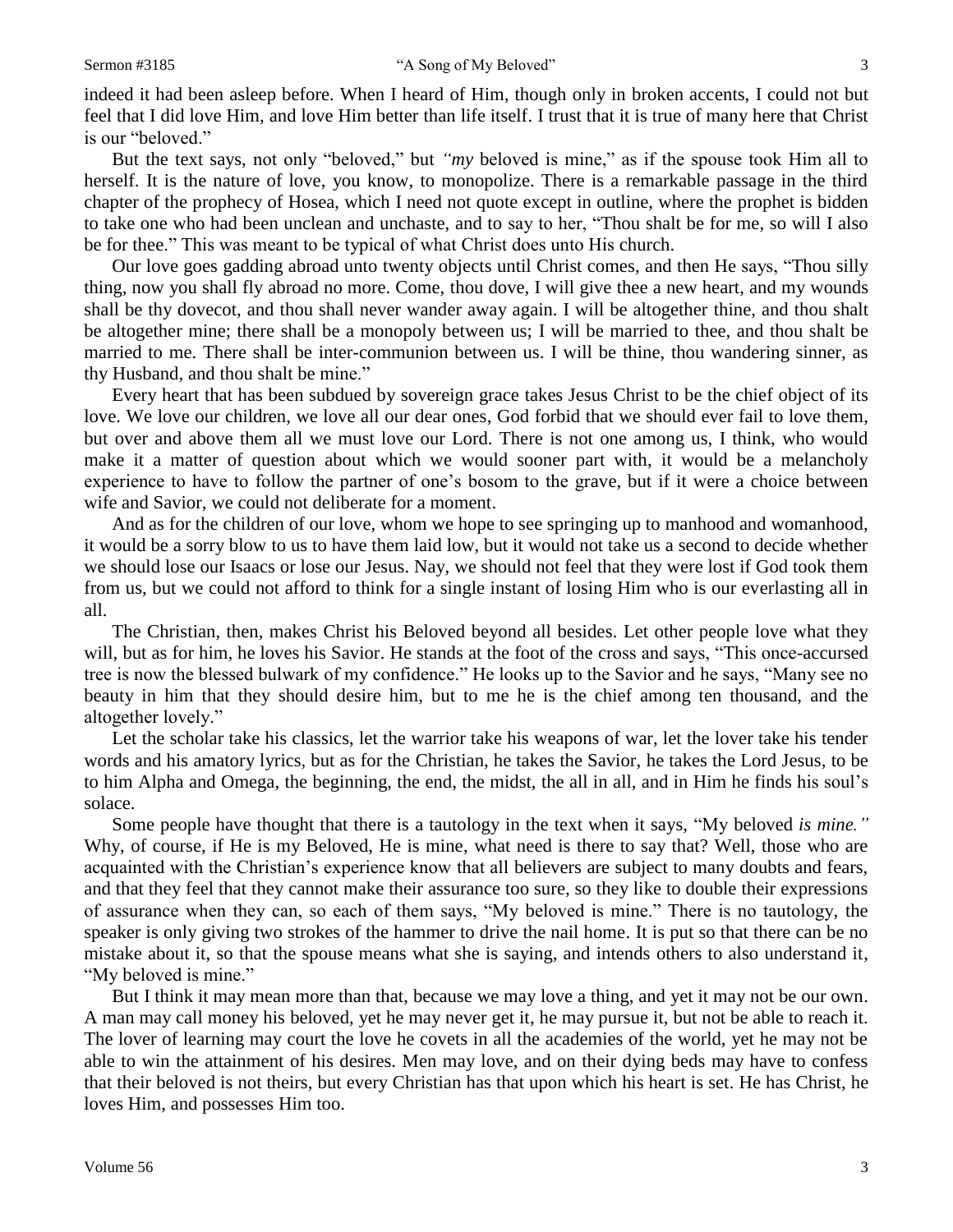indeed it had been asleep before. When I heard of Him, though only in broken accents, I could not but feel that I did love Him, and love Him better than life itself. I trust that it is true of many here that Christ is our "beloved."

But the text says, not only "beloved," but *"my* beloved is mine," as if the spouse took Him all to herself. It is the nature of love, you know, to monopolize. There is a remarkable passage in the third chapter of the prophecy of Hosea, which I need not quote except in outline, where the prophet is bidden to take one who had been unclean and unchaste, and to say to her, "Thou shalt be for me, so will I also be for thee." This was meant to be typical of what Christ does unto His church.

Our love goes gadding abroad unto twenty objects until Christ comes, and then He says, "Thou silly thing, now you shall fly abroad no more. Come, thou dove, I will give thee a new heart, and my wounds shall be thy dovecot, and thou shall never wander away again. I will be altogether thine, and thou shalt be altogether mine; there shall be a monopoly between us; I will be married to thee, and thou shalt be married to me. There shall be inter-communion between us. I will be thine, thou wandering sinner, as thy Husband, and thou shalt be mine."

Every heart that has been subdued by sovereign grace takes Jesus Christ to be the chief object of its love. We love our children, we love all our dear ones, God forbid that we should ever fail to love them, but over and above them all we must love our Lord. There is not one among us, I think, who would make it a matter of question about which we would sooner part with, it would be a melancholy experience to have to follow the partner of one's bosom to the grave, but if it were a choice between wife and Savior, we could not deliberate for a moment.

And as for the children of our love, whom we hope to see springing up to manhood and womanhood, it would be a sorry blow to us to have them laid low, but it would not take us a second to decide whether we should lose our Isaacs or lose our Jesus. Nay, we should not feel that they were lost if God took them from us, but we could not afford to think for a single instant of losing Him who is our everlasting all in all.

The Christian, then, makes Christ his Beloved beyond all besides. Let other people love what they will, but as for him, he loves his Savior. He stands at the foot of the cross and says, "This once-accursed tree is now the blessed bulwark of my confidence." He looks up to the Savior and he says, "Many see no beauty in him that they should desire him, but to me he is the chief among ten thousand, and the altogether lovely."

Let the scholar take his classics, let the warrior take his weapons of war, let the lover take his tender words and his amatory lyrics, but as for the Christian, he takes the Savior, he takes the Lord Jesus, to be to him Alpha and Omega, the beginning, the end, the midst, the all in all, and in Him he finds his soul's solace.

Some people have thought that there is a tautology in the text when it says, "My beloved *is mine."* Why, of course, if He is my Beloved, He is mine, what need is there to say that? Well, those who are acquainted with the Christian's experience know that all believers are subject to many doubts and fears, and that they feel that they cannot make their assurance too sure, so they like to double their expressions of assurance when they can, so each of them says, "My beloved is mine." There is no tautology, the speaker is only giving two strokes of the hammer to drive the nail home. It is put so that there can be no mistake about it, so that the spouse means what she is saying, and intends others to also understand it, "My beloved is mine."

But I think it may mean more than that, because we may love a thing, and yet it may not be our own. A man may call money his beloved, yet he may never get it, he may pursue it, but not be able to reach it. The lover of learning may court the love he covets in all the academies of the world, yet he may not be able to win the attainment of his desires. Men may love, and on their dying beds may have to confess that their beloved is not theirs, but every Christian has that upon which his heart is set. He has Christ, he loves Him, and possesses Him too.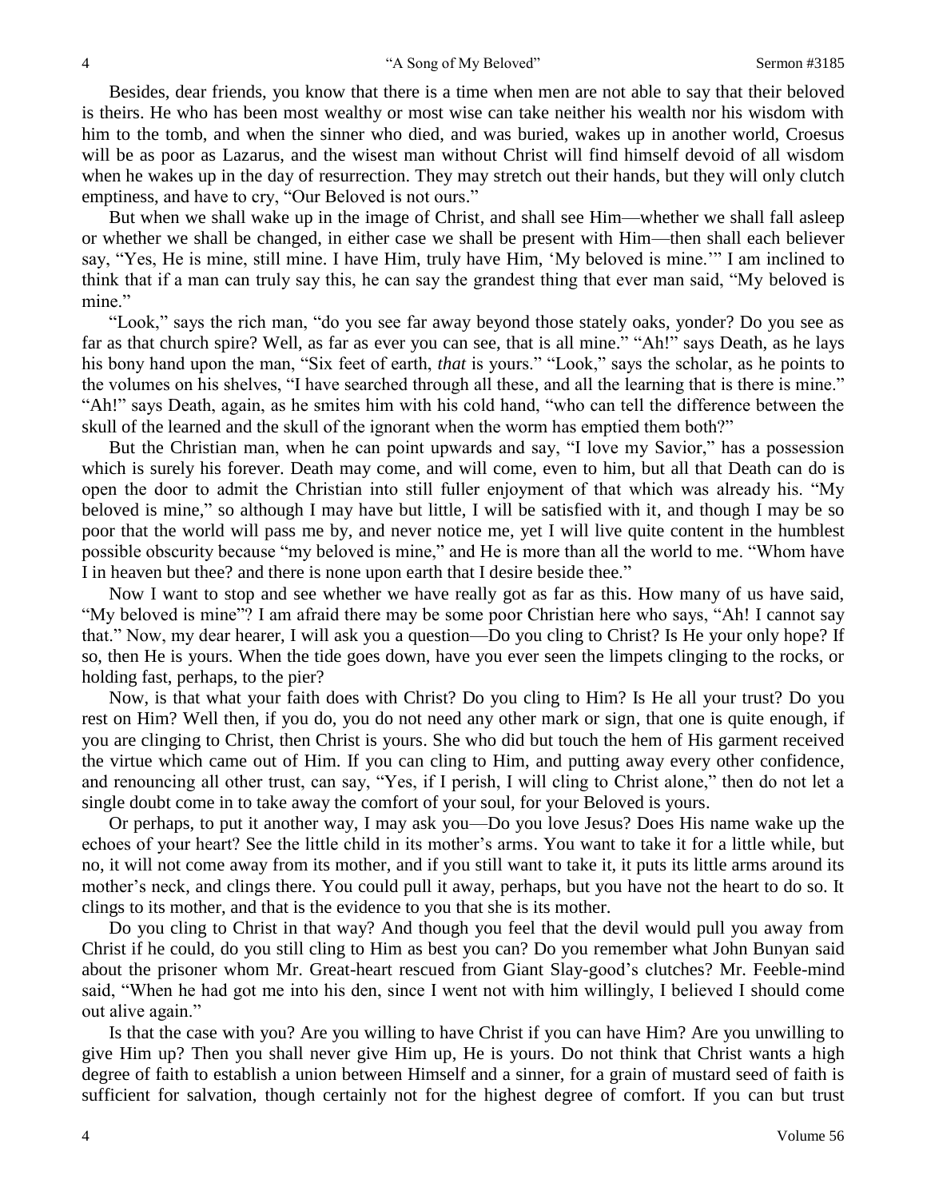Besides, dear friends, you know that there is a time when men are not able to say that their beloved is theirs. He who has been most wealthy or most wise can take neither his wealth nor his wisdom with him to the tomb, and when the sinner who died, and was buried, wakes up in another world, Croesus will be as poor as Lazarus, and the wisest man without Christ will find himself devoid of all wisdom when he wakes up in the day of resurrection. They may stretch out their hands, but they will only clutch emptiness, and have to cry, "Our Beloved is not ours."

But when we shall wake up in the image of Christ, and shall see Him—whether we shall fall asleep or whether we shall be changed, in either case we shall be present with Him—then shall each believer say, "Yes, He is mine, still mine. I have Him, truly have Him, 'My beloved is mine.'" I am inclined to think that if a man can truly say this, he can say the grandest thing that ever man said, "My beloved is mine."

"Look," says the rich man, "do you see far away beyond those stately oaks, yonder? Do you see as far as that church spire? Well, as far as ever you can see, that is all mine." "Ah!" says Death, as he lays his bony hand upon the man, "Six feet of earth, *that* is yours." "Look," says the scholar, as he points to the volumes on his shelves, "I have searched through all these, and all the learning that is there is mine." "Ah!" says Death, again, as he smites him with his cold hand, "who can tell the difference between the skull of the learned and the skull of the ignorant when the worm has emptied them both?"

But the Christian man, when he can point upwards and say, "I love my Savior," has a possession which is surely his forever. Death may come, and will come, even to him, but all that Death can do is open the door to admit the Christian into still fuller enjoyment of that which was already his. "My beloved is mine," so although I may have but little, I will be satisfied with it, and though I may be so poor that the world will pass me by, and never notice me, yet I will live quite content in the humblest possible obscurity because "my beloved is mine," and He is more than all the world to me. "Whom have I in heaven but thee? and there is none upon earth that I desire beside thee."

Now I want to stop and see whether we have really got as far as this. How many of us have said, "My beloved is mine"? I am afraid there may be some poor Christian here who says, "Ah! I cannot say that." Now, my dear hearer, I will ask you a question—Do you cling to Christ? Is He your only hope? If so, then He is yours. When the tide goes down, have you ever seen the limpets clinging to the rocks, or holding fast, perhaps, to the pier?

Now, is that what your faith does with Christ? Do you cling to Him? Is He all your trust? Do you rest on Him? Well then, if you do, you do not need any other mark or sign, that one is quite enough, if you are clinging to Christ, then Christ is yours. She who did but touch the hem of His garment received the virtue which came out of Him. If you can cling to Him, and putting away every other confidence, and renouncing all other trust, can say, "Yes, if I perish, I will cling to Christ alone," then do not let a single doubt come in to take away the comfort of your soul, for your Beloved is yours.

Or perhaps, to put it another way, I may ask you—Do you love Jesus? Does His name wake up the echoes of your heart? See the little child in its mother's arms. You want to take it for a little while, but no, it will not come away from its mother, and if you still want to take it, it puts its little arms around its mother's neck, and clings there. You could pull it away, perhaps, but you have not the heart to do so. It clings to its mother, and that is the evidence to you that she is its mother.

Do you cling to Christ in that way? And though you feel that the devil would pull you away from Christ if he could, do you still cling to Him as best you can? Do you remember what John Bunyan said about the prisoner whom Mr. Great-heart rescued from Giant Slay-good's clutches? Mr. Feeble-mind said, "When he had got me into his den, since I went not with him willingly, I believed I should come out alive again."

Is that the case with you? Are you willing to have Christ if you can have Him? Are you unwilling to give Him up? Then you shall never give Him up, He is yours. Do not think that Christ wants a high degree of faith to establish a union between Himself and a sinner, for a grain of mustard seed of faith is sufficient for salvation, though certainly not for the highest degree of comfort. If you can but trust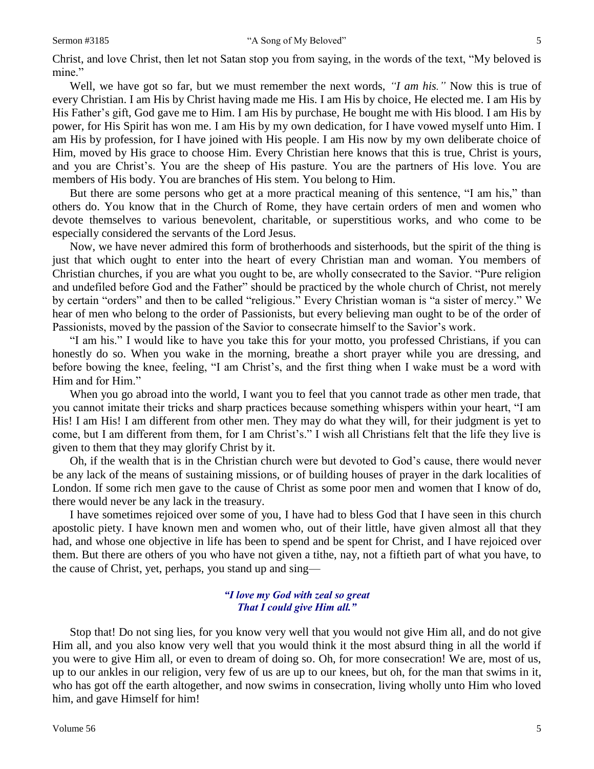Christ, and love Christ, then let not Satan stop you from saying, in the words of the text, "My beloved is mine."

Well, we have got so far, but we must remember the next words, *"I am his."* Now this is true of every Christian. I am His by Christ having made me His. I am His by choice, He elected me. I am His by His Father's gift, God gave me to Him. I am His by purchase, He bought me with His blood. I am His by power, for His Spirit has won me. I am His by my own dedication, for I have vowed myself unto Him. I am His by profession, for I have joined with His people. I am His now by my own deliberate choice of Him, moved by His grace to choose Him. Every Christian here knows that this is true, Christ is yours, and you are Christ's. You are the sheep of His pasture. You are the partners of His love. You are members of His body. You are branches of His stem. You belong to Him.

But there are some persons who get at a more practical meaning of this sentence, "I am his," than others do. You know that in the Church of Rome, they have certain orders of men and women who devote themselves to various benevolent, charitable, or superstitious works, and who come to be especially considered the servants of the Lord Jesus.

Now, we have never admired this form of brotherhoods and sisterhoods, but the spirit of the thing is just that which ought to enter into the heart of every Christian man and woman. You members of Christian churches, if you are what you ought to be, are wholly consecrated to the Savior. "Pure religion and undefiled before God and the Father" should be practiced by the whole church of Christ, not merely by certain "orders" and then to be called "religious." Every Christian woman is "a sister of mercy." We hear of men who belong to the order of Passionists, but every believing man ought to be of the order of Passionists, moved by the passion of the Savior to consecrate himself to the Savior's work.

"I am his." I would like to have you take this for your motto, you professed Christians, if you can honestly do so. When you wake in the morning, breathe a short prayer while you are dressing, and before bowing the knee, feeling, "I am Christ's, and the first thing when I wake must be a word with Him and for Him."

When you go abroad into the world, I want you to feel that you cannot trade as other men trade, that you cannot imitate their tricks and sharp practices because something whispers within your heart, "I am His! I am His! I am different from other men. They may do what they will, for their judgment is yet to come, but I am different from them, for I am Christ's." I wish all Christians felt that the life they live is given to them that they may glorify Christ by it.

Oh, if the wealth that is in the Christian church were but devoted to God's cause, there would never be any lack of the means of sustaining missions, or of building houses of prayer in the dark localities of London. If some rich men gave to the cause of Christ as some poor men and women that I know of do, there would never be any lack in the treasury.

I have sometimes rejoiced over some of you, I have had to bless God that I have seen in this church apostolic piety. I have known men and women who, out of their little, have given almost all that they had, and whose one objective in life has been to spend and be spent for Christ, and I have rejoiced over them. But there are others of you who have not given a tithe, nay, not a fiftieth part of what you have, to the cause of Christ, yet, perhaps, you stand up and sing—

> ***"I love my God with zeal so great***
> ***That I could give Him all."***

Stop that! Do not sing lies, for you know very well that you would not give Him all, and do not give Him all, and you also know very well that you would think it the most absurd thing in all the world if you were to give Him all, or even to dream of doing so. Oh, for more consecration! We are, most of us, up to our ankles in our religion, very few of us are up to our knees, but oh, for the man that swims in it, who has got off the earth altogether, and now swims in consecration, living wholly unto Him who loved him, and gave Himself for him!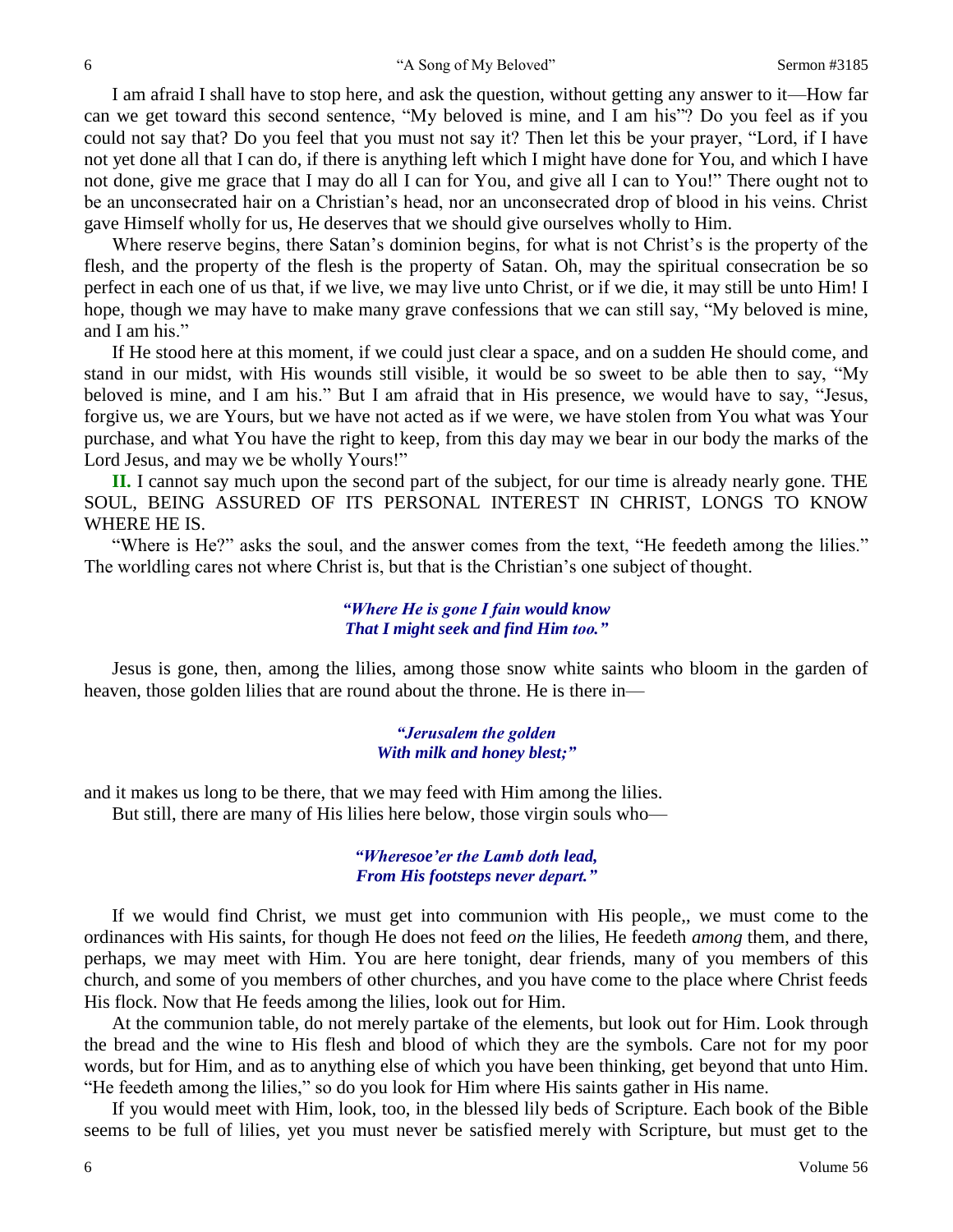I am afraid I shall have to stop here, and ask the question, without getting any answer to it—How far can we get toward this second sentence, "My beloved is mine, and I am his"? Do you feel as if you could not say that? Do you feel that you must not say it? Then let this be your prayer, "Lord, if I have not yet done all that I can do, if there is anything left which I might have done for You, and which I have not done, give me grace that I may do all I can for You, and give all I can to You!" There ought not to be an unconsecrated hair on a Christian's head, nor an unconsecrated drop of blood in his veins. Christ gave Himself wholly for us, He deserves that we should give ourselves wholly to Him.

Where reserve begins, there Satan's dominion begins, for what is not Christ's is the property of the flesh, and the property of the flesh is the property of Satan. Oh, may the spiritual consecration be so perfect in each one of us that, if we live, we may live unto Christ, or if we die, it may still be unto Him! I hope, though we may have to make many grave confessions that we can still say, "My beloved is mine, and I am his."

If He stood here at this moment, if we could just clear a space, and on a sudden He should come, and stand in our midst, with His wounds still visible, it would be so sweet to be able then to say, "My beloved is mine, and I am his." But I am afraid that in His presence, we would have to say, "Jesus, forgive us, we are Yours, but we have not acted as if we were, we have stolen from You what was Your purchase, and what You have the right to keep, from this day may we bear in our body the marks of the Lord Jesus, and may we be wholly Yours!"

**II.** I cannot say much upon the second part of the subject, for our time is already nearly gone. THE SOUL, BEING ASSURED OF ITS PERSONAL INTEREST IN CHRIST, LONGS TO KNOW WHERE HE IS.

"Where is He?" asks the soul, and the answer comes from the text, "He feedeth among the lilies." The worldling cares not where Christ is, but that is the Christian's one subject of thought.

> ***"Where He is gone I fain would know***
> ***That I might seek and find Him too."***

Jesus is gone, then, among the lilies, among those snow white saints who bloom in the garden of heaven, those golden lilies that are round about the throne. He is there in—

> ***"Jerusalem the golden***
> ***With milk and honey blest;"***

and it makes us long to be there, that we may feed with Him among the lilies.

But still, there are many of His lilies here below, those virgin souls who—

> ***"Wheresoe'er the Lamb doth lead,***
> ***From His footsteps never depart."***

If we would find Christ, we must get into communion with His people,, we must come to the ordinances with His saints, for though He does not feed *on* the lilies, He feedeth *among* them, and there, perhaps, we may meet with Him. You are here tonight, dear friends, many of you members of this church, and some of you members of other churches, and you have come to the place where Christ feeds His flock. Now that He feeds among the lilies, look out for Him.

At the communion table, do not merely partake of the elements, but look out for Him. Look through the bread and the wine to His flesh and blood of which they are the symbols. Care not for my poor words, but for Him, and as to anything else of which you have been thinking, get beyond that unto Him. "He feedeth among the lilies," so do you look for Him where His saints gather in His name.

If you would meet with Him, look, too, in the blessed lily beds of Scripture. Each book of the Bible seems to be full of lilies, yet you must never be satisfied merely with Scripture, but must get to the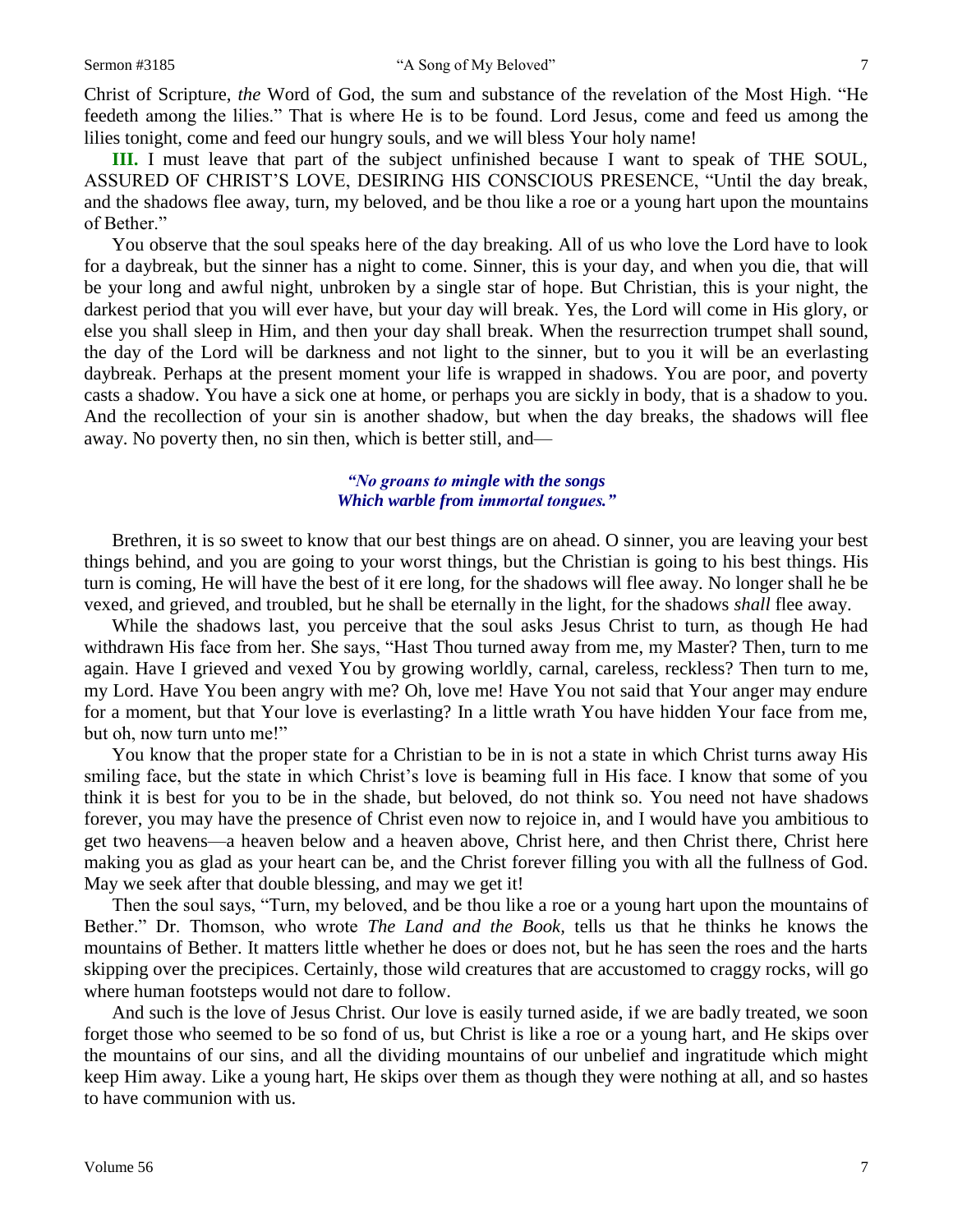Christ of Scripture, *the* Word of God, the sum and substance of the revelation of the Most High. "He feedeth among the lilies." That is where He is to be found. Lord Jesus, come and feed us among the lilies tonight, come and feed our hungry souls, and we will bless Your holy name!

**III.** I must leave that part of the subject unfinished because I want to speak of THE SOUL, ASSURED OF CHRIST'S LOVE, DESIRING HIS CONSCIOUS PRESENCE, "Until the day break, and the shadows flee away, turn, my beloved, and be thou like a roe or a young hart upon the mountains of Bether."

You observe that the soul speaks here of the day breaking. All of us who love the Lord have to look for a daybreak, but the sinner has a night to come. Sinner, this is your day, and when you die, that will be your long and awful night, unbroken by a single star of hope. But Christian, this is your night, the darkest period that you will ever have, but your day will break. Yes, the Lord will come in His glory, or else you shall sleep in Him, and then your day shall break. When the resurrection trumpet shall sound, the day of the Lord will be darkness and not light to the sinner, but to you it will be an everlasting daybreak. Perhaps at the present moment your life is wrapped in shadows. You are poor, and poverty casts a shadow. You have a sick one at home, or perhaps you are sickly in body, that is a shadow to you. And the recollection of your sin is another shadow, but when the day breaks, the shadows will flee away. No poverty then, no sin then, which is better still, and—

> *"No groans to mingle with the songs*
> *Which warble from immortal tongues."*

Brethren, it is so sweet to know that our best things are on ahead. O sinner, you are leaving your best things behind, and you are going to your worst things, but the Christian is going to his best things. His turn is coming, He will have the best of it ere long, for the shadows will flee away. No longer shall he be vexed, and grieved, and troubled, but he shall be eternally in the light, for the shadows *shall* flee away.

While the shadows last, you perceive that the soul asks Jesus Christ to turn, as though He had withdrawn His face from her. She says, "Hast Thou turned away from me, my Master? Then, turn to me again. Have I grieved and vexed You by growing worldly, carnal, careless, reckless? Then turn to me, my Lord. Have You been angry with me? Oh, love me! Have You not said that Your anger may endure for a moment, but that Your love is everlasting? In a little wrath You have hidden Your face from me, but oh, now turn unto me!"

You know that the proper state for a Christian to be in is not a state in which Christ turns away His smiling face, but the state in which Christ's love is beaming full in His face. I know that some of you think it is best for you to be in the shade, but beloved, do not think so. You need not have shadows forever, you may have the presence of Christ even now to rejoice in, and I would have you ambitious to get two heavens—a heaven below and a heaven above, Christ here, and then Christ there, Christ here making you as glad as your heart can be, and the Christ forever filling you with all the fullness of God. May we seek after that double blessing, and may we get it!

Then the soul says, "Turn, my beloved, and be thou like a roe or a young hart upon the mountains of Bether." Dr. Thomson, who wrote *The Land and the Book*, tells us that he thinks he knows the mountains of Bether. It matters little whether he does or does not, but he has seen the roes and the harts skipping over the precipices. Certainly, those wild creatures that are accustomed to craggy rocks, will go where human footsteps would not dare to follow.

And such is the love of Jesus Christ. Our love is easily turned aside, if we are badly treated, we soon forget those who seemed to be so fond of us, but Christ is like a roe or a young hart, and He skips over the mountains of our sins, and all the dividing mountains of our unbelief and ingratitude which might keep Him away. Like a young hart, He skips over them as though they were nothing at all, and so hastes to have communion with us.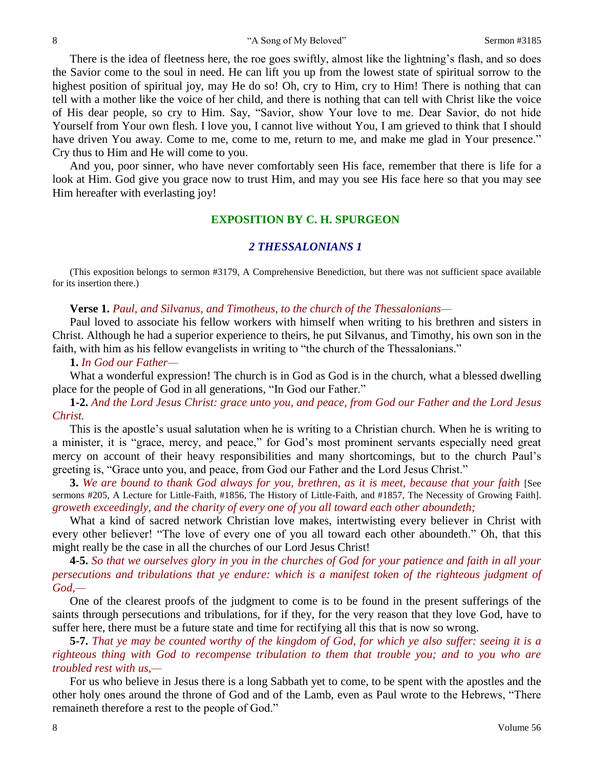There is the idea of fleetness here, the roe goes swiftly, almost like the lightning's flash, and so does the Savior come to the soul in need. He can lift you up from the lowest state of spiritual sorrow to the highest position of spiritual joy, may He do so! Oh, cry to Him, cry to Him! There is nothing that can tell with a mother like the voice of her child, and there is nothing that can tell with Christ like the voice of His dear people, so cry to Him. Say, "Savior, show Your love to me. Dear Savior, do not hide Yourself from Your own flesh. I love you, I cannot live without You, I am grieved to think that I should have driven You away. Come to me, come to me, return to me, and make me glad in Your presence." Cry thus to Him and He will come to you.

And you, poor sinner, who have never comfortably seen His face, remember that there is life for a look at Him. God give you grace now to trust Him, and may you see His face here so that you may see Him hereafter with everlasting joy!

## EXPOSITION BY C. H. SPURGEON

### *2 THESSALONIANS 1*

(This exposition belongs to sermon #3179, A Comprehensive Benediction, but there was not sufficient space available for its insertion there.)

**Verse 1.** *Paul, and Silvanus, and Timotheus, to the church of the Thessalonians—*

Paul loved to associate his fellow workers with himself when writing to his brethren and sisters in Christ. Although he had a superior experience to theirs, he put Silvanus, and Timothy, his own son in the faith, with him as his fellow evangelists in writing to "the church of the Thessalonians."

**1.** *In God our Father—*

What a wonderful expression! The church is in God as God is in the church, what a blessed dwelling place for the people of God in all generations, "In God our Father."

**1-2.** *And the Lord Jesus Christ: grace unto you, and peace, from God our Father and the Lord Jesus Christ.*

This is the apostle's usual salutation when he is writing to a Christian church. When he is writing to a minister, it is "grace, mercy, and peace," for God's most prominent servants especially need great mercy on account of their heavy responsibilities and many shortcomings, but to the church Paul's greeting is, "Grace unto you, and peace, from God our Father and the Lord Jesus Christ."

**3.** *We are bound to thank God always for you, brethren, as it is meet, because that your faith* [See sermons #205, A Lecture for Little-Faith, #1856, The History of Little-Faith, and #1857, The Necessity of Growing Faith]. *groweth exceedingly, and the charity of every one of you all toward each other aboundeth;*

What a kind of sacred network Christian love makes, intertwisting every believer in Christ with every other believer! "The love of every one of you all toward each other aboundeth." Oh, that this might really be the case in all the churches of our Lord Jesus Christ!

**4-5.** *So that we ourselves glory in you in the churches of God for your patience and faith in all your persecutions and tribulations that ye endure: which is a manifest token of the righteous judgment of God,—*

One of the clearest proofs of the judgment to come is to be found in the present sufferings of the saints through persecutions and tribulations, for if they, for the very reason that they love God, have to suffer here, there must be a future state and time for rectifying all this that is now so wrong.

**5-7.** *That ye may be counted worthy of the kingdom of God, for which ye also suffer: seeing it is a righteous thing with God to recompense tribulation to them that trouble you; and to you who are troubled rest with us,—*

For us who believe in Jesus there is a long Sabbath yet to come, to be spent with the apostles and the other holy ones around the throne of God and of the Lamb, even as Paul wrote to the Hebrews, "There remaineth therefore a rest to the people of God."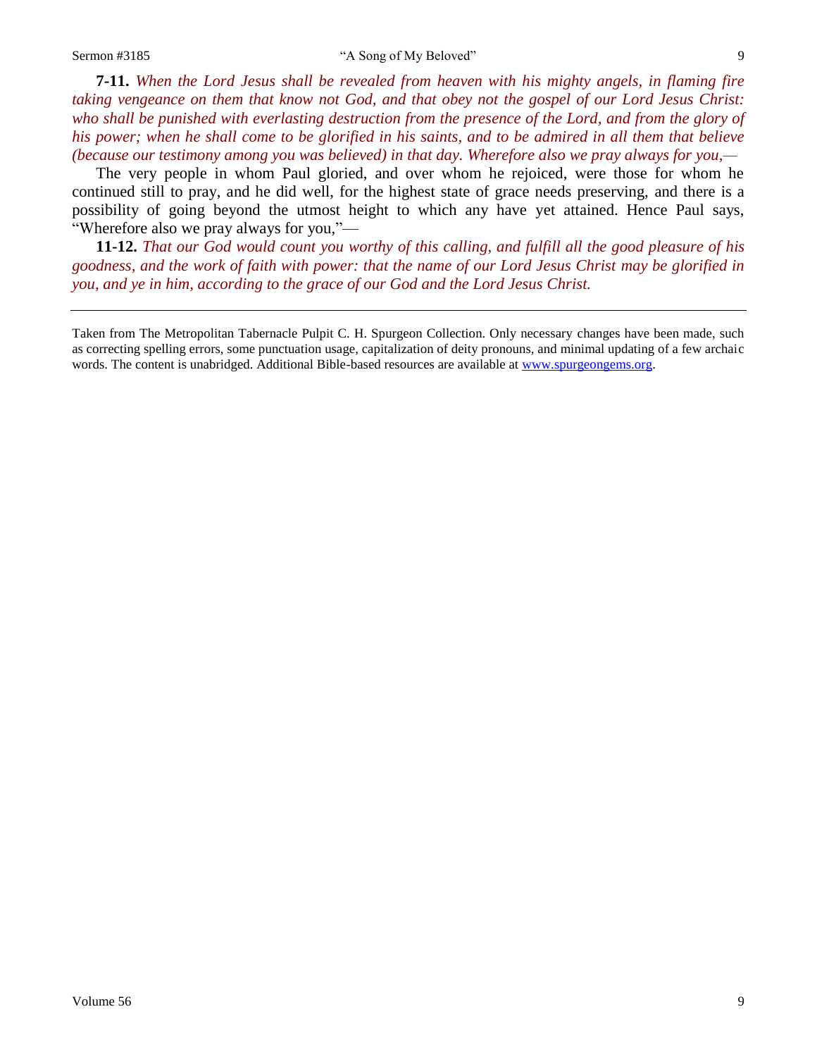**7-11.** *When the Lord Jesus shall be revealed from heaven with his mighty angels, in flaming fire taking vengeance on them that know not God, and that obey not the gospel of our Lord Jesus Christ: who shall be punished with everlasting destruction from the presence of the Lord, and from the glory of his power; when he shall come to be glorified in his saints, and to be admired in all them that believe (because our testimony among you was believed) in that day. Wherefore also we pray always for you,—*

The very people in whom Paul gloried, and over whom he rejoiced, were those for whom he continued still to pray, and he did well, for the highest state of grace needs preserving, and there is a possibility of going beyond the utmost height to which any have yet attained. Hence Paul says, "Wherefore also we pray always for you,"—

**11-12.** *That our God would count you worthy of this calling, and fulfill all the good pleasure of his goodness, and the work of faith with power: that the name of our Lord Jesus Christ may be glorified in you, and ye in him, according to the grace of our God and the Lord Jesus Christ.*

---

Taken from The Metropolitan Tabernacle Pulpit C. H. Spurgeon Collection. Only necessary changes have been made, such as correcting spelling errors, some punctuation usage, capitalization of deity pronouns, and minimal updating of a few archaic words. The content is unabridged. Additional Bible-based resources are available at [www.spurgeongems.org](http://www.spurgeongems.org).